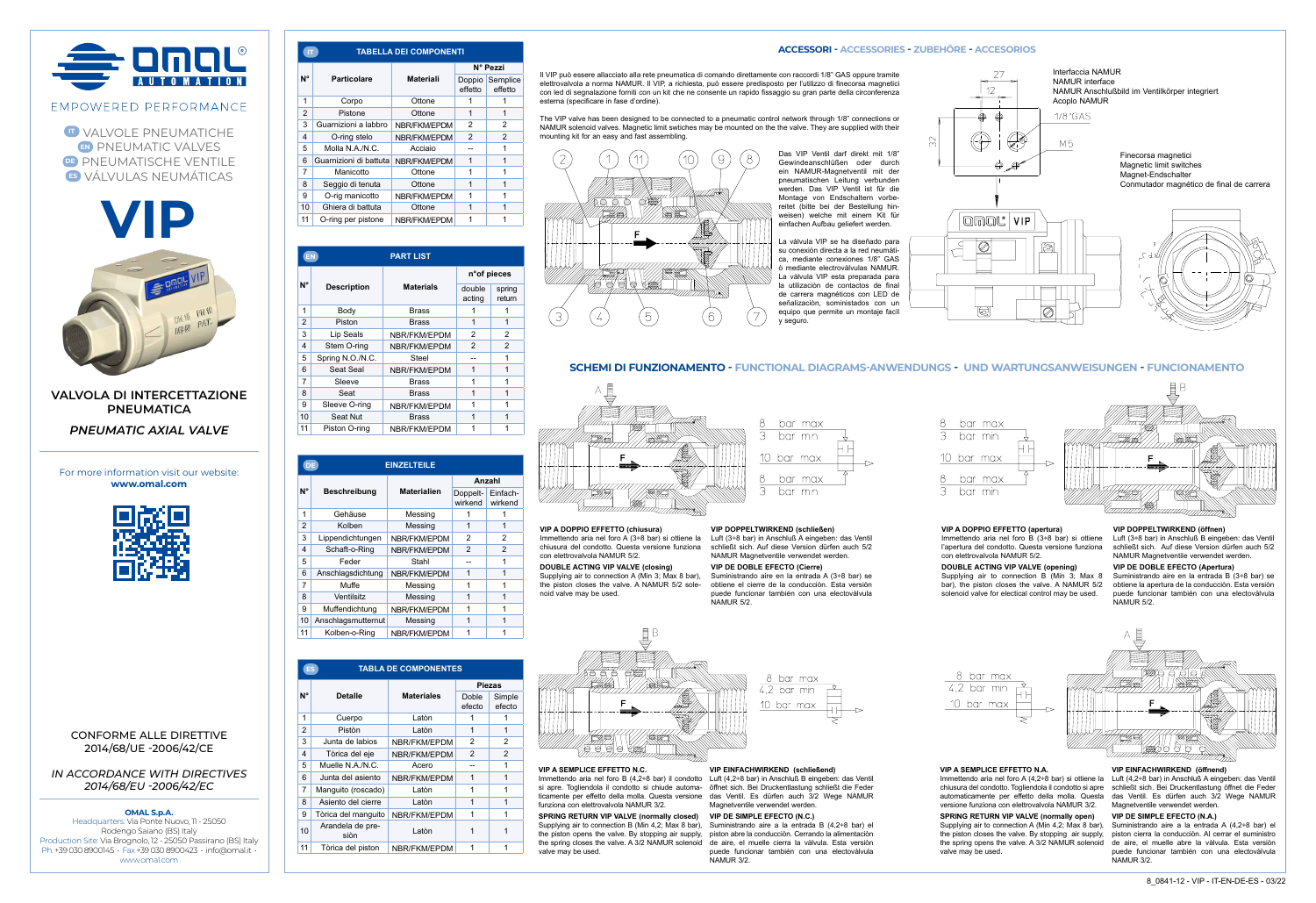# OMAL AUTOMATION

EMPOWERED PERFORMANCE

IT VALVOLE PNEUMATICHE
EN PNEUMATIC VALVES
DE PNEUMATISCHE VENTILE
ES VÁLVULAS NEUMÁTICAS

# VIP

## VALVOLA DI INTERCETTAZIONE PNEUMATICA

*PNEUMATIC AXIAL VALVE*

For more information visit our website:
**www.omal.com**

CONFORME ALLE DIRETTIVE
2014/68/UE -2006/42/CE

*IN ACCORDANCE WITH DIRECTIVES*
*2014/68/EU -2006/42/EC*

**OMAL S.p.A.**
Headquarters: Via Ponte Nuovo, 11 - 25050 Rodengo Saiano (BS) Italy
Production Site: Via Brognolo, 12 - 25050 Passirano (BS) Italy
Ph. +39 030 8900145 - Fax +39 030 8900423 - info@omal.it - www.omal.com

## IT — TABELLA DEI COMPONENTI

| N° | Particolare | Materiali | N° Pezzi | |
|---|---|---|---|---|
| | | | Doppio effetto | Semplice effetto |
| 1 | Corpo | Ottone | 1 | 1 |
| 2 | Pistone | Ottone | 1 | 1 |
| 3 | Guarnizioni a labbro | NBR/FKM/EPDM | 2 | 2 |
| 4 | O-ring stelo | NBR/FKM/EPDM | 2 | 2 |
| 5 | Molla N.A./N.C. | Acciaio | -- | 1 |
| 6 | Guarnizioni di battuta | NBR/FKM/EPDM | 1 | 1 |
| 7 | Manicotto | Ottone | 1 | 1 |
| 8 | Seggio di tenuta | Ottone | 1 | 1 |
| 9 | O-rig manicotto | NBR/FKM/EPDM | 1 | 1 |
| 10 | Ghiera di battuta | Ottone | 1 | 1 |
| 11 | O-ring per pistone | NBR/FKM/EPDM | 1 | 1 |

## EN — PART LIST

| N° | Description | Materials | n°of pieces | |
|---|---|---|---|---|
| | | | double acting | spring return |
| 1 | Body | Brass | 1 | 1 |
| 2 | Piston | Brass | 1 | 1 |
| 3 | Lip Seals | NBR/FKM/EPDM | 2 | 2 |
| 4 | Stem O-ring | NBR/FKM/EPDM | 2 | 2 |
| 5 | Spring N.O./N.C. | Steel | -- | 1 |
| 6 | Seat Seal | NBR/FKM/EPDM | 1 | 1 |
| 7 | Sleeve | Brass | 1 | 1 |
| 8 | Seat | Brass | 1 | 1 |
| 9 | Sleeve O-ring | NBR/FKM/EPDM | 1 | 1 |
| 10 | Seat Nut | Brass | 1 | 1 |
| 11 | Piston O-ring | NBR/FKM/EPDM | 1 | 1 |

## DE — EINZELTEILE

| N° | Beschreibung | Materialien | Anzahl | |
|---|---|---|---|---|
| | | | Doppelt-wirkend | Einfach-wirkend |
| 1 | Gehäuse | Messing | 1 | 1 |
| 2 | Kolben | Messing | 1 | 1 |
| 3 | Lippendichtungen | NBR/FKM/EPDM | 2 | 2 |
| 4 | Schaft-o-Ring | NBR/FKM/EPDM | 2 | 2 |
| 5 | Feder | Stahl | -- | 1 |
| 6 | Anschlagsdichtung | NBR/FKM/EPDM | 1 | 1 |
| 7 | Muffe | Messing | 1 | 1 |
| 8 | Ventilsitz | Messing | 1 | 1 |
| 9 | Muffendichtung | NBR/FKM/EPDM | 1 | 1 |
| 10 | Anschlagsmutternut | Messing | 1 | 1 |
| 11 | Kolben-o-Ring | NBR/FKM/EPDM | 1 | 1 |

## ES — TABLA DE COMPONENTES

| N° | Detalle | Materiales | Piezas | |
|---|---|---|---|---|
| | | | Doble efecto | Simple efecto |
| 1 | Cuerpo | Latón | 1 | 1 |
| 2 | Pistón | Latón | 1 | 1 |
| 3 | Junta de labios | NBR/FKM/EPDM | 2 | 2 |
| 4 | Tórica del eje | NBR/FKM/EPDM | 2 | 2 |
| 5 | Muelle N.A./N.C. | Acero | -- | 1 |
| 6 | Junta del asiento | NBR/FKM/EPDM | 1 | 1 |
| 7 | Manguito (roscado) | Latón | 1 | 1 |
| 8 | Asiento del cierre | Latón | 1 | 1 |
| 9 | Tórica del manguito | NBR/FKM/EPDM | 1 | 1 |
| 10 | Arandela de presión | Latón | 1 | 1 |
| 11 | Tórica del piston | NBR/FKM/EPDM | 1 | 1 |

## ACCESSORI - ACCESSORIES - ZUBEHÖRE - ACCESORIOS

Il VIP può essere allacciato alla rete pneumatica di comando direttamente con raccordi 1/8" GAS oppure tramite elettrovalvola a norma NAMUR. Il VIP, a richiesta, può essere predisposto per l'utilizzo di finecorsa magnetici con led di segnalazione forniti con un kit che ne consente un rapido fissaggio su gran parte della circonferenza esterna (specificare in fase d'ordine).

The VIP valve has been designed to be connected to a pneumatic control network through 1/8" connections or NAMUR solenoid valves. Magnetic limit switches may be mounted on the the valve. They are supplied with their mounting kit for an easy and fast assembling.

Das VIP Ventil darf direkt mit 1/8" Gewindeanschlüßen oder durch ein NAMUR-Magnetventil mit der pneumatischen Leitung verbunden werden. Das VIP Ventil ist für die Montage von Endschaltern vorbereitet (bitte bei der Bestellung hinweisen) welche mit einem Kit für einfachen Aufbau geliefert werden.

La válvula VIP se ha diseñado para su conexión directa a la red neumática, mediante conexiones 1/8" GAS ó mediante electroválvulas NAMUR. La válvula VIP esta preparada para la utilización de contactos de final de carrera magnéticos con LED de señalización, suministados con un equipo que permite un montaje facil y seguro.

Interfaccia NAMUR
NAMUR interface
NAMUR Anschlußbild im Ventilkörper integriert
Acoplo NAMUR

Finecorsa magnetici
Magnetic limit switches
Magnet-Endschalter
Conmutador magnético de final de carrera

## SCHEMI DI FUNZIONAMENTO - FUNCTIONAL DIAGRAMS-ANWENDUNGS - UND WARTUNGSANWEISUNGEN - FUNCIONAMENTO

**VIP A DOPPIO EFFETTO (chiusura)**
Immettendo aria nel foro A (3÷8 bar) si ottiene la chiusura del condotto. Questa versione funziona con elettrovalvola NAMUR 5/2.

**DOUBLE ACTING VIP VALVE (closing)**
Supplying air to connection A (Min 3; Max 8 bar), the piston closes the valve. A NAMUR 5/2 solenoid valve may be used.

**VIP DOPPELTWIRKEND (schließen)**
Luft (3÷8 bar) in Anschluß A eingeben: das Ventil schließt sich. Auf dieser Version dürfen auch 5/2 NAMUR Magnetventile verwendet werden.

**VIP DE DOBLE EFECTO (Cierre)**
Suministrando aire en la entrada A (3÷8 bar) se obtiene el cierre de la conducción. Esta versión puede funcionar también con una electoválvula NAMUR 5/2.

**VIP A DOPPIO EFFETTO (apertura)**
Immettendo aria nel foro B (3÷8 bar) si ottiene l'apertura del condotto. Questa versione funziona con elettrovalvola NAMUR 5/2.

**DOUBLE ACTING VIP VALVE (opening)**
Supplying air to connection B (Min 3; Max 8 bar), the piston closes the valve. A NAMUR 5/2 solenoid valve for electical control may be used.

**VIP DOPPELTWIRKEND (öffnen)**
Luft (3÷8 bar) in Anschluß B eingeben: das Ventil schließt sich. Auf dieser Version dürfen auch 5/2 NAMUR Magnetventile verwendet werden.

**VIP DE DOBLE EFECTO (Apertura)**
Suministrando aire en la entrada B (3÷8 bar) se obtiene la apertura de la conducción. Esta versión puede funcionar también con una electoválvula NAMUR 5/2.

**VIP A SEMPLICE EFFETTO N.C.**
Immettendo aria nel foro B (4,2÷8 bar) il condotto si apre. Togliendola il condotto si chiude automaticamente per effetto della molla. Questa versione funziona con elettrovalvola NAMUR 3/2.

**SPRING RETURN VIP VALVE (normally closed)**
Supplying air to connection B (Min 4,2; Max 8 bar), the piston opens the valve. By stopping air supply, the spring closes the valve. A 3/2 NAMUR solenoid valve may be used.

**VIP EINFACHWIRKEND (schließend)**
Luft (4,2÷8 bar) in Anschluß B eingeben: das Ventil öffnet sich. Bei Druckentlastung schließt die Feder das Ventil. Es dürfen auch 3/2 Wege NAMUR Magnetventile verwendet werden.

**VIP DE SIMPLE EFECTO (N.C.)**
Suministrando aire a la entrada B (4,2÷8 bar) el piston abre la conducción. Cerrando la alimentación de aire, el muelle cierra la válvula. Esta versión puede funcionar también con una electoválvula NAMUR 3/2.

**VIP A SEMPLICE EFFETTO N.A.**
Immettendo aria nel foro A (4,2÷8 bar) si ottiene la chiusura del condotto. Togliendola il condotto si apre automaticamente per effetto della molla. Questa versione funziona con elettrovalvola NAMUR 3/2.

**SPRING RETURN VIP VALVE (normally open)**
Supplying air to connection A (Min 4,2; Max 8 bar), the piston closes the valve. By stopping air supply, the spring opens the valve. A 3/2 NAMUR solenoid valve may be used.

**VIP EINFACHWIRKEND (öffnend)**
Luft (4,2÷8 bar) in Anschluß A eingeben: das Ventil schließt sich. Bei Druckentlastung öffnet die Feder das Ventil. Es dürfen auch 3/2 Wege NAMUR Magnetventile verwendet werden.

**VIP DE SIMPLE EFECTO (N.A.)**
Suministrando aire a la entrada A (4,2÷8 bar) el piston cierra la conducción. Al cerrar el suministro de aire, el muelle abre la válvula. Esta versión puede funcionar también con una electoválvula NAMUR 3/2.

8_0841-12 - VIP - IT-EN-DE-ES - 03/22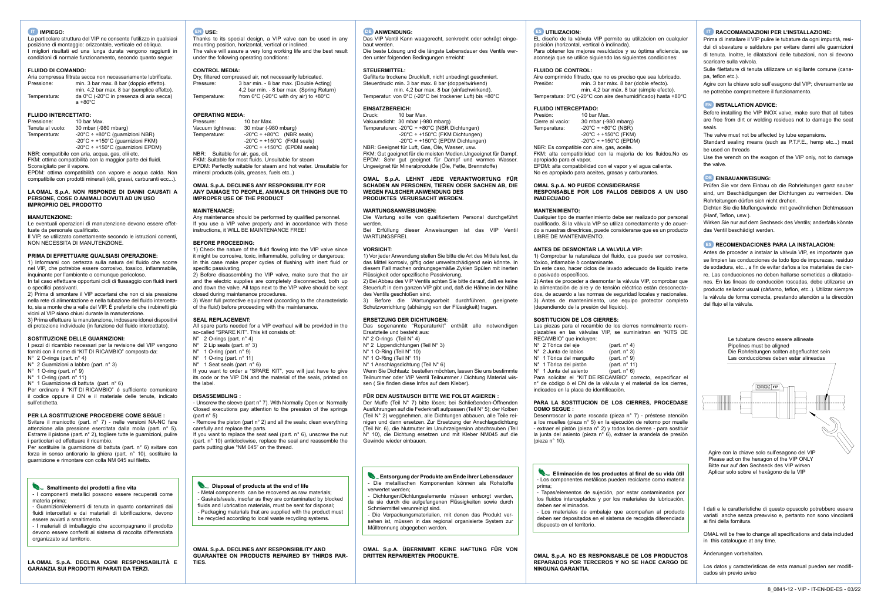## IT IMPIEGO:

La particolare struttura del VIP ne consente l'utilizzo in qualsiasi posizione di montaggio: orizzontale, verticale ed obliqua.
I migliori risultati ed una lunga durata vengono raggiunti in condizioni di normale funzionamento, secondo quanto segue:

### FLUIDO DI COMANDO:

Aria compressa filtrata secca non necessariamente lubrificata.

| | |
|---|---|
| Pressione: | min. 3 bar max. 8 bar (doppio effetto). min. 4,2 bar max. 8 bar (semplice effetto). |
| Temperatura: | da 0°C (-20°C in presenza di aria secca) a +80°C |

### FLUIDO INTERCETTATO:

| | |
|---|---|
| Pressione: | 10 bar Max. |
| Tenuta al vuoto: | 30 mbar (-980 mbarg) |
| Temperatura: | -20°C ÷ +80°C (guarnizioni NBR) -20°C ÷ +150°C (guarnizioni FKM) -20°C ÷ +150°C (guarnizioni EPDM) |

NBR: compatibile con aria, acqua, gas, olii etc.
FKM: ottima compatibilità con la maggior parte dei fluidi. Sconsigliato per il vapore.
EPDM: ottima compatibilità con vapore e acqua calda. Non compatibile con prodotti minerali (olii, grassi, carburanti ecc...).

**LA OMAL S.p.A. NON RISPONDE DI DANNI CAUSATI A PERSONE, COSE O ANIMALI DOVUTI AD UN USO IMPROPRIO DEL PRODOTTO**

### MANUTENZIONE:

Le eventuali operazioni di manutenzione devono essere effettuate da personale qualificato.
Il VIP, se utilizzato correttamente secondo le istruzioni correnti, NON NECESSITA DI MANUTENZIONE.

### PRIMA DI EFFETTUARE QUALSIASI OPERAZIONE:

1) Informarsi con certezza sulla natura del fluido che scorre nel VIP, che potrebbe essere corrosivo, tossico, infiammabile, inquinante per l'ambiente o comunque pericoloso.
In tal caso effettuare opportuni cicli di flussaggio con fluidi inerti o specifici passivanti.
2) Prima di smontare il VIP accertarsi che non ci sia pressione nella rete di alimentazione e nella tubazione del fluido intercettato, sia a monte che a valle del VIP. É preferibile che i rubinetti più vicini al VIP siano chiusi durante la manutenzione.
3) Prima effettuare la manutenzione, indossare idonei dispositivi di protezione individuale (in funzione del fluido intercettato).

### SOSTITUZIONE DELLE GUARNIZIONI:

I pezzi di ricambio necessari per la revisione del VIP vengono forniti con il nome di "KIT DI RICAMBIO" composto da:
N° 2 O-rings (part. n° 4)
N° 2 Guarnizioni a labbro (part. n° 3)
N° 1 O-ring (part. n° 9)
N° 1 O-ring (part. n° 11)
N° 1 Guarnizione di battuta (part. n° 6)
Per ordinare il "KIT DI RICAMBIO" é sufficiente comunicare il codice oppure il DN e il materiale delle tenute, indicato sull'etichetta.

### PER LA SOSTITUZIONE PROCEDERE COME SEGUE :

Svitare il manicotto (part. n° 7) - nelle versioni NA-NC fare attenzione alla pressione esercitata dalla molla (part. n° 5). Estrarre il pistone (part. n° 2), togliere tutte le guarnizioni, pulire i particolari ed effettuare il ricambio.
Per sostituire la guarnizione di battuta (part. n° 6) svitare con forza in senso antiorario la ghiera (part. n° 10), sostituire la guarnizione e rimontare con colla NM 045 sul filetto.

### Smaltimento dei prodotti a fine vita

- I componenti metallici possono essere recuperati come materia prima;
- Guarnizioni/elementi di tenuta in quanto contaminati dai fluidi intercettati e dai materiali di lubrificazione, devono essere avviati a smaltimento.
- I materiali di imballaggio che accompagnano il prodotto devono essere conferiti al sistema di raccolta differenziata organizzato sul territorio.

**LA OMAL S.p.A. DECLINA OGNI RESPONSABILITÀ E GARANZIA SUI PRODOTTI RIPARATI DA TERZI.**

## EN USE:

Thanks to its special design, a VIP valve can be used in any mounting position, horizontal, vertical or inclined.
The valve will assure a very long working life and the best result under the following operating conditions:

### CONTROL MEDIA:

Dry, filtered compressed air, not necessarily lubricated.

| | |
|---|---|
| Pressure: | 3 bar min. - 8 bar max. (Double Acting) 4,2 bar min. - 8 bar max. (Spring Return) |
| Temperature: | from 0°C (-20°C with dry air) to +80°C |

### OPERATING MEDIA:

| | |
|---|---|
| Pressure: | 10 bar Max. |
| Vacuum tightness: | 30 mbar (-980 mbarg) |
| Temperature: | -20°C ÷ +80°C (NBR seals) -20°C ÷ +150°C (FKM seals) -20°C ÷ +150°C (EPDM seals) |

NBR: Suitable for air, gas, oil.
FKM: Suitable for most fluids. Unsuitable for steam
EPDM: Perfectly suitable for steam and hot water. Unsuitable for mineral products (oils, greases, fuels etc..)

**OMAL S.p.A. DECLINES ANY RESPONSIBILITY FOR ANY DAMAGE TO PEOPLE, ANIMALS OR THINGHS DUE TO IMPROPER USE OF THE PRODUCT**

### MAINTENANCE:

Any maintenance should be performed by qualified personnel.
If you use a VIP valve properly and in accordance with these instructions, it WILL BE MAINTENANCE FREE!

### BEFORE PROCEEDING:

1) Check the nature of the fluid flowing into the VIP valve since it might be corrosive, toxic, inflammable, polluting or dangerous;
In this case make proper cycles of flushing with inert fluid or specific passivating.
2) Before disassembling the VIP valve, make sure that the air and the electric supplies are completely disconnected, both up and down the valve. All taps next to the VIP valve should be kept closed during maintenance procedures.
3) Wear full protective equipment (according to the characteristic of the fluid) before proceeding with the maintenance.

### SEAL REPLACEMENT:

All spare parts needed for a VIP overhaul will be provided in the so-called "SPARE KIT". This kit consists of:
N° 2 O-Rings (part. n° 4)
N° 2 Lip seals (part. n° 3)
N° 1 O-Ring (part. n° 9)
N° 1 O-Ring (part. n° 11)
N° 1 Seat seals (part. n° 6)
If you want to order a "SPARE KIT", you will just have to give its code or the VIP DN and the material of the seals, printed on the label.

### DISASSEMBLING :

- Unscrew the sleeve (part n° 7). With Normally Open or Normally Closed executions pay attention to the pression of the springs (part n° 5)
- Remove the piston (part n° 2) and all the seals; clean everything carefully and replace the parts.
If you want to replace the seat seal (part. n° 6), unscrew the nut (part. n° 10) anticlockwise, replace the seal and reassemble the parts putting glue "NM 045" on the thread.

### Disposal of products at the end of life

- Metal components can be recovered as raw materials;
- Gaskets/seals, insofar as they are contaminated by blocked fluids and lubrication materials, must be sent for disposal;
- Packaging materials that are supplied with the product must be recycled according to local waste recycling systems.

**OMAL S.p.A. DECLINES ANY RESPONSIBILITY AND GUARANTEE ON PRODUCTS REPAIRED BY THIRDS PARTIES.**

## DE ANWENDUNG:

Das VIP Ventil Kann waagerecht, senkrecht oder schräg eingebaut werden.
Die beste Lösung und die längste Lebensdauer des Ventils werden unter folgenden Bedingungen erreicht:

### STEUERMITTEL:

Gefilterte trockene Druckluft, nicht unbedingt geschmiert.
Steuerdruck: min. 3 bar max. 8 bar (doppeltwirkend)
min. 4,2 bar max. 8 bar (einfachwirkend).
Temperatur: von 0°C (-20°C bei trockener Luft) bis +80°C

### EINSATZBEREICH:

| | |
|---|---|
| Druck: | 10 bar Max. |
| Vakuumdicht: | 30 mbar (-980 mbarg) |
| Temperaturen: | -20°C ÷ +80°C (NBR Dichtungen) -20°C ÷ +150°C (FKM Dichtungen) -20°C ÷ +150°C (EPDM Dichtungen) |

NBR: Geeignet für Luft, Gas, Öle, Wasser, usw.
FKM: Gut geeignet für die meisten Medien.Ungeeignet für Dampf.
EPDM: Sehr gut geeignet für Dampf und warmes Wasser. Ungeeignet für Mineralprodukte (Öle, Fette, Brennstoffe)

**OMAL S.p.A. LEHNT JEDE VERANTWORTUNG FÜR SCHADEN AN PERSONEN, TIEREN ODER SACHEN AB, DIE WEGEN FALSCHER ANWENDUNG DES PRODUKTES VERURSACHT WERDEN.**

### WARTUNGSANWEISUNGEN:

Die Wartung sollte von qualifiziertem Personal durchgeführt werden.
Bei Erfüllung dieser Anweisungen ist das VIP Ventil WARTUNGSFREI.

### VORSICHT:

1) Vor jeder Anwendung stellen Sie bitte die Art des Mittels fest, da das Mittel korrosiv, giftig oder umweltschädigend sein könnte. In diesem Fall machen ordnungsgemäße Zyklen Spülen mit inerten Flüssigkeit oder spezifische Passivierung.
2) Bei Abbau des VIP Ventils achten Sie bitte darauf, daß es keine Steuerluft in dem ganzen VIP gibt und, daß die Hähne in der Nähe des Ventils geschloßen sind.
3) Before die Wartungsarbeit durchführen, geeignete Schutzvorrichtung (abhängig von der Flüssigkeit) tragen.

### ERSETZUNG DER DICHTUNGEN:

Das sogenannte "Reparaturkit" enthält alle notwendigen Ersatzteile und besteht aus:
N° 2 O-rings (Teil N° 4)
N° 2 Lippendichtungen (Teil N° 3)
N° 1 O-Ring (Teil N° 10)
N° 1 O-Ring (Teil N° 11)
N° 1 Anschlagsdichtung (Teil N° 6)
Wenn Sie Dichtsatz bestellen möchten, lassen Sie uns bestimmte Teilnummer oder VIP Ventil Teilnummer / Dichtung Material wissen ( Sie finden diese Infos auf dem Kleber).

### FÜR DEN AUSTAUSCH BITTE WIE FOLGT AGIEREN :

Der Muffe (Teil N° 7) bitte lösen; bei Schließenden-Öffnenden Ausführungen auf die Federkraft aufpassen (Teil N° 5); der Kolben (Teil N° 2) wegnehmen, alle Dichtungen abbauen, alle Teile reinigen und dann ersetzen. Zur Ersetzung der Anschlagsdichtung (Teil Nr. 6), die Nutmutter im Unuhrzeigersinn abschrauben (Teil N° 10), die Dichtung ersetzen und mit Kleber NM045 auf die Gewinde wieder einbauen.

### Entsorgung der Produkte am Ende ihrer Lebensdauer

- Die metallischen Komponenten können als Rohstoffe verwertet werden;
- Dichtungen/Dichtungselemente müssen entsorgt werden, da sie durch die aufgefangenen Flüssigkeiten sowie durch Schmiermittel verunreinigt sind.
- Die Verpackungsmaterialien, mit denen das Produkt versehen ist, müssen in das regional organisierte System zur Mülltrennung abgegeben werden.

**OMAL S.p.A. ÜBERNIMMT KEINE HAFTUNG FÜR VON DRITTEN REPARIERTEN PRODUKTE.**

## ES UTILIZACION:

EL diseño de la válvula VIP permite su utilización en cualquier posición (horizontal, vertical ò inclinada).
Para obtener los mejores resultados y su óptima eficiencia, se aconseja que se utilice siguiendo las siguientes condiciones:

### FLUIDO DE CONTROL:

Aire comprimido filtrado, que no es preciso que sea lubricado.
Presión: min. 3 bar máx. 8 bar (doble efecto).
min. 4,2 bar máx. 8 bar (simple efecto).
Temperatura: 0°C (-20°C con aire deshumidificado) hasta +80°C

### FLUIDO INTERCEPTADO:

| | |
|---|---|
| Presión: | 10 bar Max. |
| Cierre al vacío: | 30 mbar (-980 mbarg) |
| Temperatura: | -20°C ÷ +80°C (NBR) -20°C ÷ +150°C (FKM) -20°C ÷ +150°C (EPDM) |

NBR: Es compatible con aire, gas, aceite.
FKM: alta compatibilidad con la majoría de los fluidos.No es apropiado para el vapor.
EPDM: alta compatibilidad con el vapor y el agua caliente.
No es apropiado para aceites, grasas y carburantes.

**OMAL S.p.A. NO PUEDE CONSIDERARSE RESPONSABLE POR LOS FALLOS DEBIDOS A UN USO INADECUADO**

### MANTENIMIENTO:

Cualquier tipo de mantenimiento debe ser realizado por personal cualificado. Si la válvula VIP se utiliza correctamente y de acuerdo a nuestras directrices, puede considerarse que es un producto LIBRE DE MANTENIMENTO.

### ANTES DE DESMONTAR LA VALVULA VIP:

1) Comprobar la naturaleza del fluido, que puede ser corrosivo, tóxico, inflamable ó contaminante.
En este caso, hacer ciclos de lavado adecuado de líquido inerte o pasivado específicos.
2) Antes de proceder a desmontar la válvula VIP, comprobar que la alimentación de aire y de tensión eléctrica están desconectados, de acuerdo a las normas de seguridad locales y nacionales.
3) Antes de mantenimiento, use equipo protector completo (dependiendo de la presión del líquido).

### SOSTITUCION DE LOS CIERRES:

Las piezas para el recambio de los cierres normalmente reemplazables en las válvulas VIP, se suministran en "KITS DE RECAMBIO" que incluyen:

| | |
|---|---|
| N° 2 Tòrica del eje | (part. n° 4) |
| N° 2 Junta de labios | (part. n° 3) |
| N° 1 Tòrica del manguito | (part. n° 9) |
| N° 1 Tòrica del pistòn | (part. n° 11) |
| N° 1 Junta del asiento | (part. n° 6) |

Para solicitar el "KIT DE RECAMBIO" correcto, especificar el n° de còdigo ò el DN de la válvula y el material de los cierres, indicados en la placa de identificaciòn.

### PARA LA SOSTITUCION DE LOS CIERRES, PROCEDASE COMO SEGUE :

Desenrroscar la parte roscada (pieza n° 7) - préstese atención a los muelles (pieza n° 5) en la ejecución de retorno por muelle - extraer el pistón (pieza n° 2) y todos los cierres - para sostituir la junta del asiento (pieza n° 6), extraer la arandela de presión (pieza n° 10).

### Eliminación de los productos al final de su vida útil

- Los componentes metálicos pueden reciclarse como materia prima;
- Tapas/elementos de sujeción, por estar contaminados por los fluidos interceptados y por los materiales de lubricación, deben ser eliminados.
- Los materiales de embalaje que acompañan al producto deben ser depositados en el sistema de recogida diferenciada dispuesto en el territorio.

**OMAL S.p.A. NO ES RESPONSABLE DE LOS PRODUCTOS REPARADOS POR TERCEROS Y NO SE HACE CARGO DE NINGUNA GARANTIA.**

## IT RACCOMANDAZIONI PER L'INSTALLAZIONE:

Prima di installare il VIP pulire le tubature da ogni impurità, residui di sbavature e saldature per evitare danni alle guarnizioni di tenuta. Inoltre, le dilatazioni delle tubazioni, non si devono scaricare sulla valvola.
Sulle filettature di tenuta utilizzare un sigillante comune (canapa, teflon etc.).
Agire con la chiave solo sull'esagono del VIP; diversamente se ne potrebbe compromettere il funzionamento.

## EN INSTALLATION ADVICE:

Before installing the VIP INOX valve, make sure that all tubes are free from dirt or welding residues not to damage the seat seals.
The valve must not be affected by tube expansions.
Standard sealing means (such as P.T.F.E., hemp etc...) must be used on threads
Use the wrench on the exagon of the VIP only, not to damage the valve.

## DE EINBAUANWEISUNG:

Prüfen Sie vor dem Einbau ob die Rohrleitungen ganz sauber sind, um Beschädigungen der Dichtungen zu vermeiden. Die Rohrleitungen dürfen sich nicht drehen.
Dichten Sie die Muffengewinde mit gewöhnlichen Dichtmassen (Hanf, Teflon, usw.).
Wirken Sie nur auf dem Sechseck des Ventils; anderfalls könnte das Ventil beschädigt werden.

## ES RECOMENDACIONES PARA LA INSTALACION:

Antes de proceder a instalar la válvula VIP, es importante que se limpien las conducciones de todo tipo de impurezas, residuo de sodadura, etc..., a fin de evitar daños a los materiales de cierre. Las conducciones no deben hallarse sometidas a dilataciones. En las líneas de conducción roscadas, debe utilizarse un producto sellador usual (cáñamo, teflon, etc..). Utilizar siempre la válvula de forma correcta, prestando atención a la dirección del flujo el la válvula.

Le tubature devono essere allineate
Pipelines must be aligned
Die Rohrleitungen sollten abgefluchtet sein
Las conducciònes deben estar alineadas

OMAL VIP

Agire con la chiave solo sull'esagono del VIP
Please act on the hexagon of the VIP ONLY
Bitte nur auf den Sechseck des VIP wirken
Aplicar solo sobre el hexágono de la VIP

I dati e le caratteristiche di questo opuscolo potrebbero essere variati anche senza preavviso e, pertanto non sono vincolanti ai fini della fornitura.

OMAL will be free to change all specifications and data included in this catalogue at any time.

Änderungen vorbehalten.

Los datos y caracteristicas de esta manual pueden ser modificados sin previo aviso

8_0841-12 - VIP - IT-EN-DE-ES - 03/22